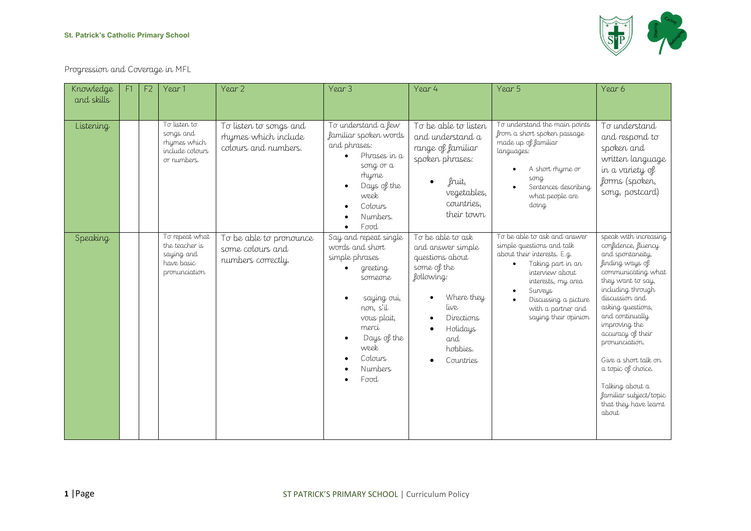Progression and Coverage in MFL

| Knowledge and skills | F1 | F2 | Year 1 | Year 2 | Year 3 | Year 4 | Year 5 | Year 6 |
|---|---|---|---|---|---|---|---|---|
| Listening | | | To listen to songs and rhymes which include colours or numbers. | To listen to songs and rhymes which include colours and numbers. | To understand a few familiar spoken words and phrases:<br>• Phrases in a song or a rhyme<br>• Days of the week<br>• Colours<br>• Numbers.<br>• Food | To be able to listen and understand a range of familiar spoken phrases:<br>• fruit, vegetables, countries, their town | To understand the main points from a short spoken passage made up of familiar languages:<br>• A short rhyme or song<br>• Sentences describing what people are doing | To understand and respond to spoken and written language in a variety of forms (spoken, song, postcard) |
| Speaking | | | To repeat what the teacher is saying and have basic pronunciation | To be able to pronounce some colours and numbers correctly. | Say and repeat single words and short simple phrases<br>• greeting someone<br>• saying oui, non, s'il vous plait, merci<br>• Days of the week<br>• Colours<br>• Numbers<br>• Food | To be able to ask and answer simple questions about some of the following:<br>• Where they live<br>• Directions<br>• Holidays and hobbies.<br>• Countries | To be able to ask and answer simple questions and talk about their interests. E.g.<br>• Taking part in an interview about interests, my area<br>• Surveys<br>• Discussing a picture with a partner and saying their opinion | speak with increasing confidence, fluency and spontaneity, finding ways of communicating what they want to say, including through discussion and asking questions, and continually improving the accuracy of their pronunciation.<br><br>Give a short talk on a topic of choice.<br><br>Talking about a familiar subject/topic that they have learnt about |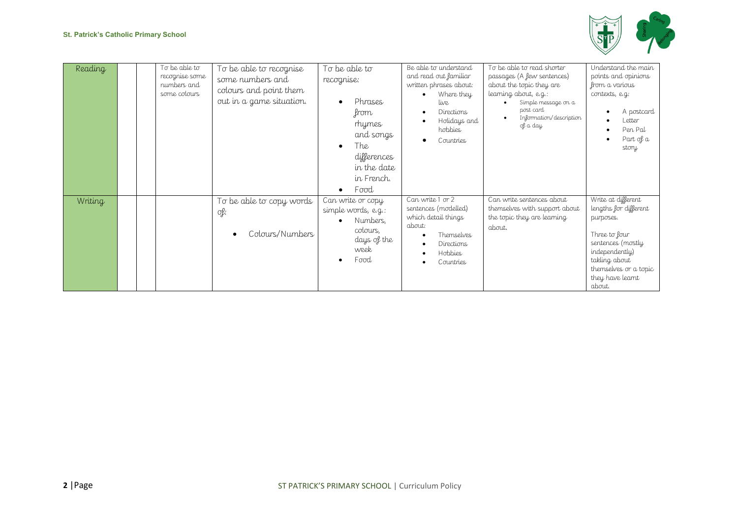| | | | | | | | | |
|---|---|---|---|---|---|---|---|---|
| Reading | | | To be able to recognise some numbers and some colours | To be able to recognise some numbers and colours and point them out in a game situation. | To be able to recognise:<br>• Phrases from rhymes and songs<br>• The differences in the date in French.<br>• Food | Be able to understand and read out familiar written phrases about:<br>• Where they live<br>• Directions<br>• Holidays and hobbies<br>• Countries | To be able to read shorter passages (A few sentences) about the topic they are learning about, e.g.:<br>• Simple message on a post card<br>• Information/description of a day | Understand the main points and opinions from a various contexts, e.g:<br>• A postcard<br>• Letter<br>• Pen Pal<br>• Part of a story |
| Writing | | | | To be able to copy words of:<br>• Colours/Numbers | Can write or copy simple words, e.g.:<br>• Numbers, colours, days of the week<br>• Food | Can write 1 or 2 sentences (modelled) which detail things about:<br>• Themselves<br>• Directions<br>• Hobbies<br>• Countries | Can write sentences about themselves with support about the topic they are learning about. | Write at different lengths for different purposes.<br><br>Three to four sentences (mostly independently) talking about themselves or a topic they have learnt about. |